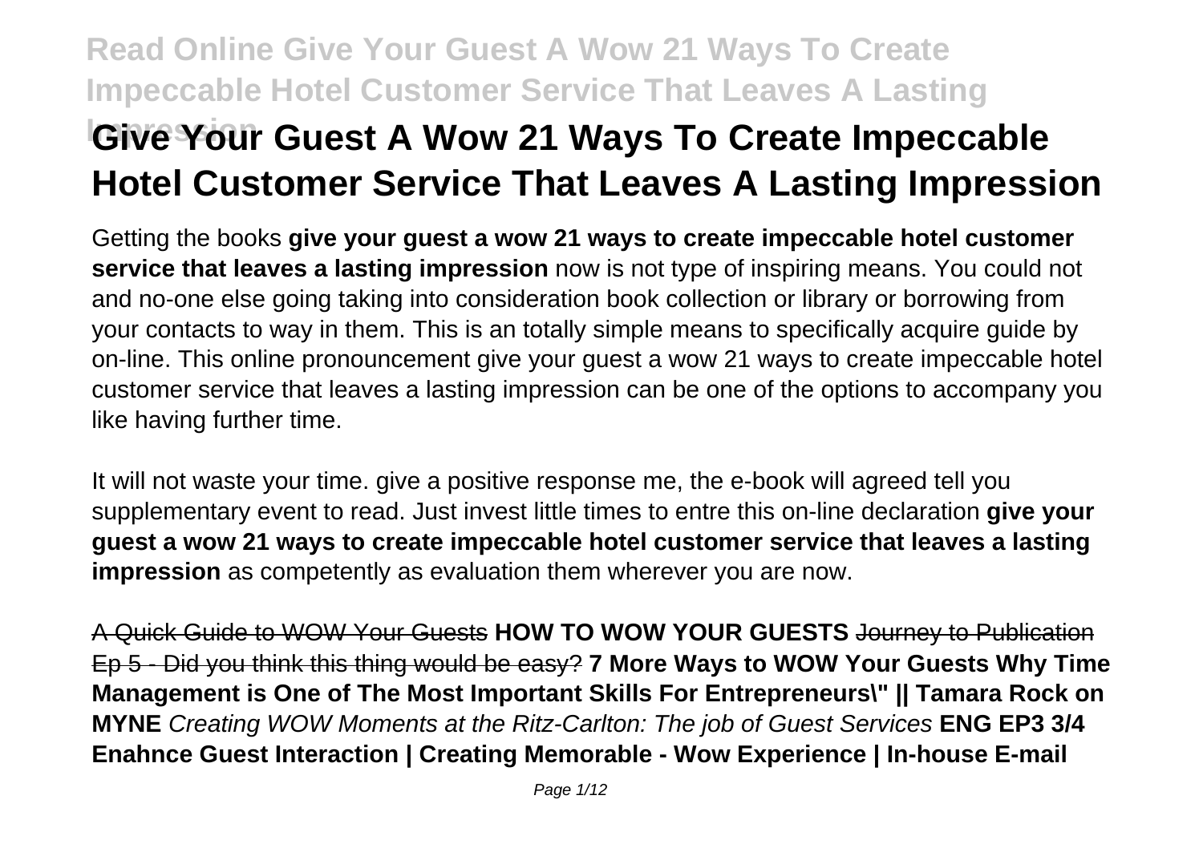# Give Your Guest A Wow 21 Ways To Create Impeccable Hotel Customer Service That Leaves A Lasting Impression

Getting the books **give your guest a wow 21 ways to create impeccable hotel customer service that leaves a lasting impression** now is not type of inspiring means. You could not and no-one else going taking into consideration book collection or library or borrowing from your contacts to way in them. This is an totally simple means to specifically acquire guide by on-line. This online pronouncement give your guest a wow 21 ways to create impeccable hotel customer service that leaves a lasting impression can be one of the options to accompany you like having further time.

It will not waste your time. give a positive response me, the e-book will agreed tell you supplementary event to read. Just invest little times to entre this on-line declaration **give your guest a wow 21 ways to create impeccable hotel customer service that leaves a lasting impression** as competently as evaluation them wherever you are now.

A Quick Guide to WOW Your Guests **HOW TO WOW YOUR GUESTS** Journey to Publication Ep 5 - Did you think this thing would be easy? **7 More Ways to WOW Your Guests Why Time Management is One of The Most Important Skills For Entrepreneurs\" || Tamara Rock on MYNE** *Creating WOW Moments at the Ritz-Carlton: The job of Guest Services* **ENG EP3 3/4 Enahnce Guest Interaction | Creating Memorable - Wow Experience | In-house E-mail**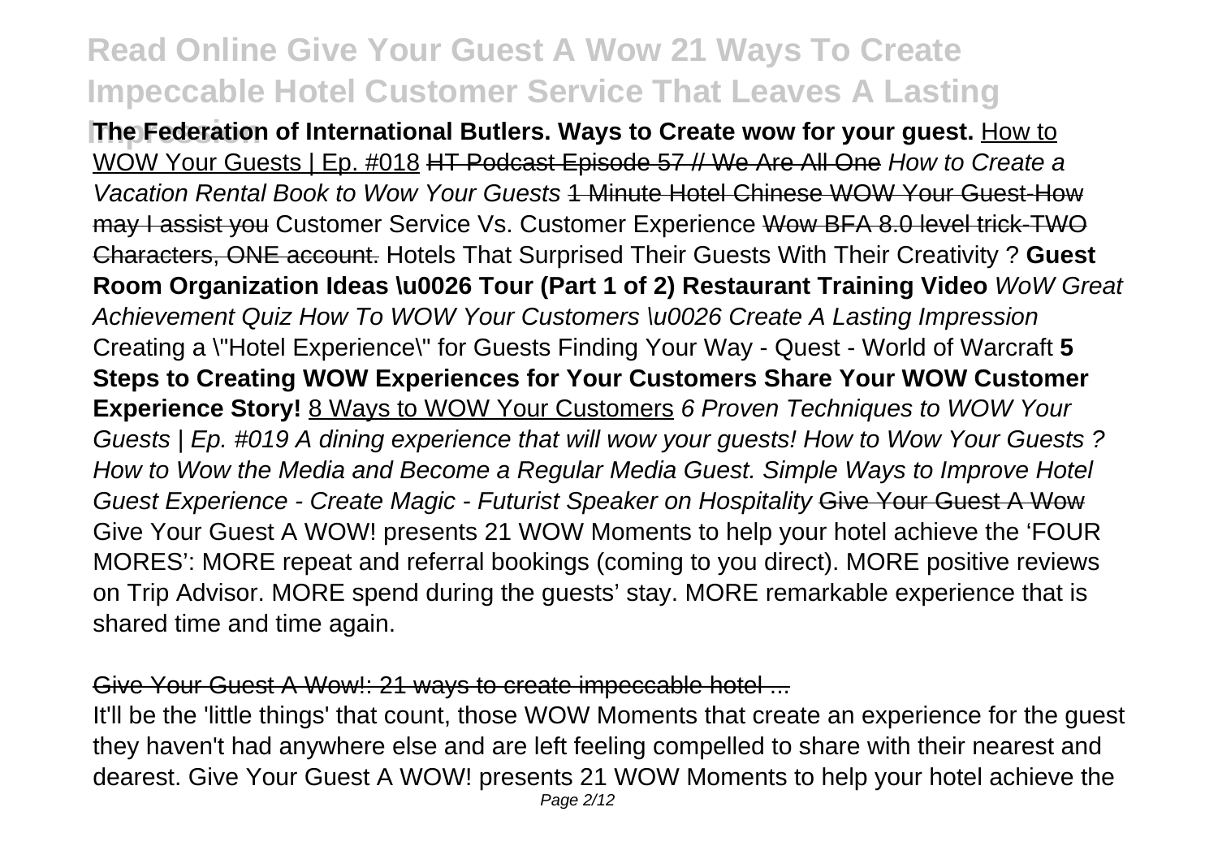**The Federation of International Butlers. Ways to Create wow for your guest.** How to WOW Your Guests | Ep. #018 ~~HT Podcast Episode 57 // We Are All One~~ *How to Create a Vacation Rental Book to Wow Your Guests* ~~1 Minute Hotel Chinese WOW Your Guest-How may I assist you~~ Customer Service Vs. Customer Experience ~~Wow BFA 8.0 level trick-TWO Characters, ONE account.~~ Hotels That Surprised Their Guests With Their Creativity ? **Guest Room Organization Ideas \u0026 Tour (Part 1 of 2) Restaurant Training Video** *WoW Great Achievement Quiz How To WOW Your Customers \u0026 Create A Lasting Impression* Creating a \"Hotel Experience\" for Guests Finding Your Way - Quest - World of Warcraft **5 Steps to Creating WOW Experiences for Your Customers Share Your WOW Customer Experience Story!** 8 Ways to WOW Your Customers *6 Proven Techniques to WOW Your Guests | Ep. #019 A dining experience that will wow your guests! How to Wow Your Guests ? How to Wow the Media and Become a Regular Media Guest. Simple Ways to Improve Hotel Guest Experience - Create Magic - Futurist Speaker on Hospitality* ~~Give Your Guest A Wow~~

Give Your Guest A WOW! presents 21 WOW Moments to help your hotel achieve the 'FOUR MORES': MORE repeat and referral bookings (coming to you direct). MORE positive reviews on Trip Advisor. MORE spend during the guests' stay. MORE remarkable experience that is shared time and time again.

~~Give Your Guest A Wow!: 21 ways to create impeccable hotel ...~~

It'll be the 'little things' that count, those WOW Moments that create an experience for the guest they haven't had anywhere else and are left feeling compelled to share with their nearest and dearest. Give Your Guest A WOW! presents 21 WOW Moments to help your hotel achieve the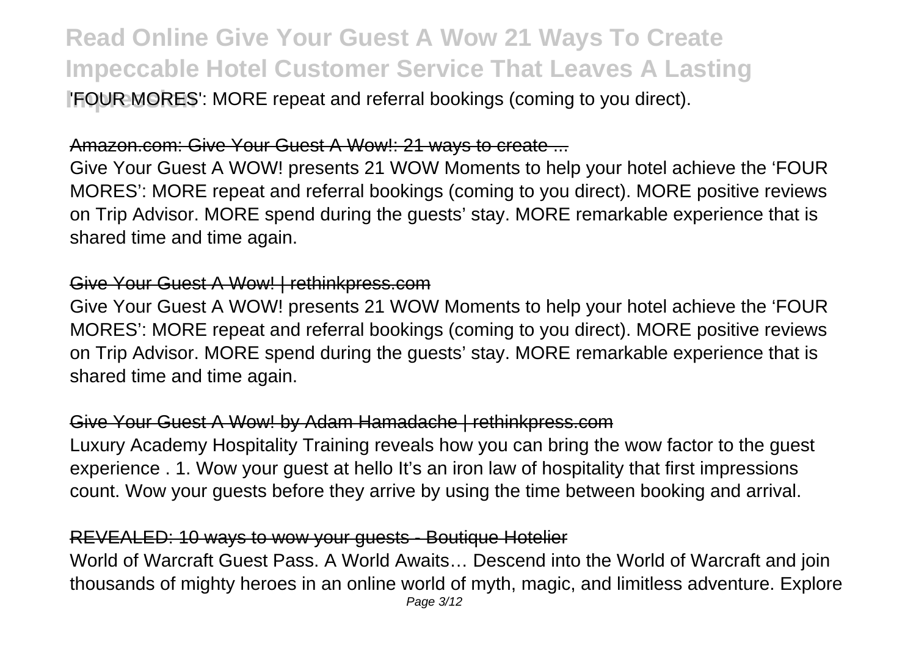'FOUR MORES': MORE repeat and referral bookings (coming to you direct).

## Amazon.com: Give Your Guest A Wow!: 21 ways to create ...

Give Your Guest A WOW! presents 21 WOW Moments to help your hotel achieve the 'FOUR MORES': MORE repeat and referral bookings (coming to you direct). MORE positive reviews on Trip Advisor. MORE spend during the guests' stay. MORE remarkable experience that is shared time and time again.

## Give Your Guest A Wow! | rethinkpress.com

Give Your Guest A WOW! presents 21 WOW Moments to help your hotel achieve the 'FOUR MORES': MORE repeat and referral bookings (coming to you direct). MORE positive reviews on Trip Advisor. MORE spend during the guests' stay. MORE remarkable experience that is shared time and time again.

## Give Your Guest A Wow! by Adam Hamadache | rethinkpress.com

Luxury Academy Hospitality Training reveals how you can bring the wow factor to the guest experience . 1. Wow your guest at hello It's an iron law of hospitality that first impressions count. Wow your guests before they arrive by using the time between booking and arrival.

## REVEALED: 10 ways to wow your guests - Boutique Hotelier

World of Warcraft Guest Pass. A World Awaits… Descend into the World of Warcraft and join thousands of mighty heroes in an online world of myth, magic, and limitless adventure. Explore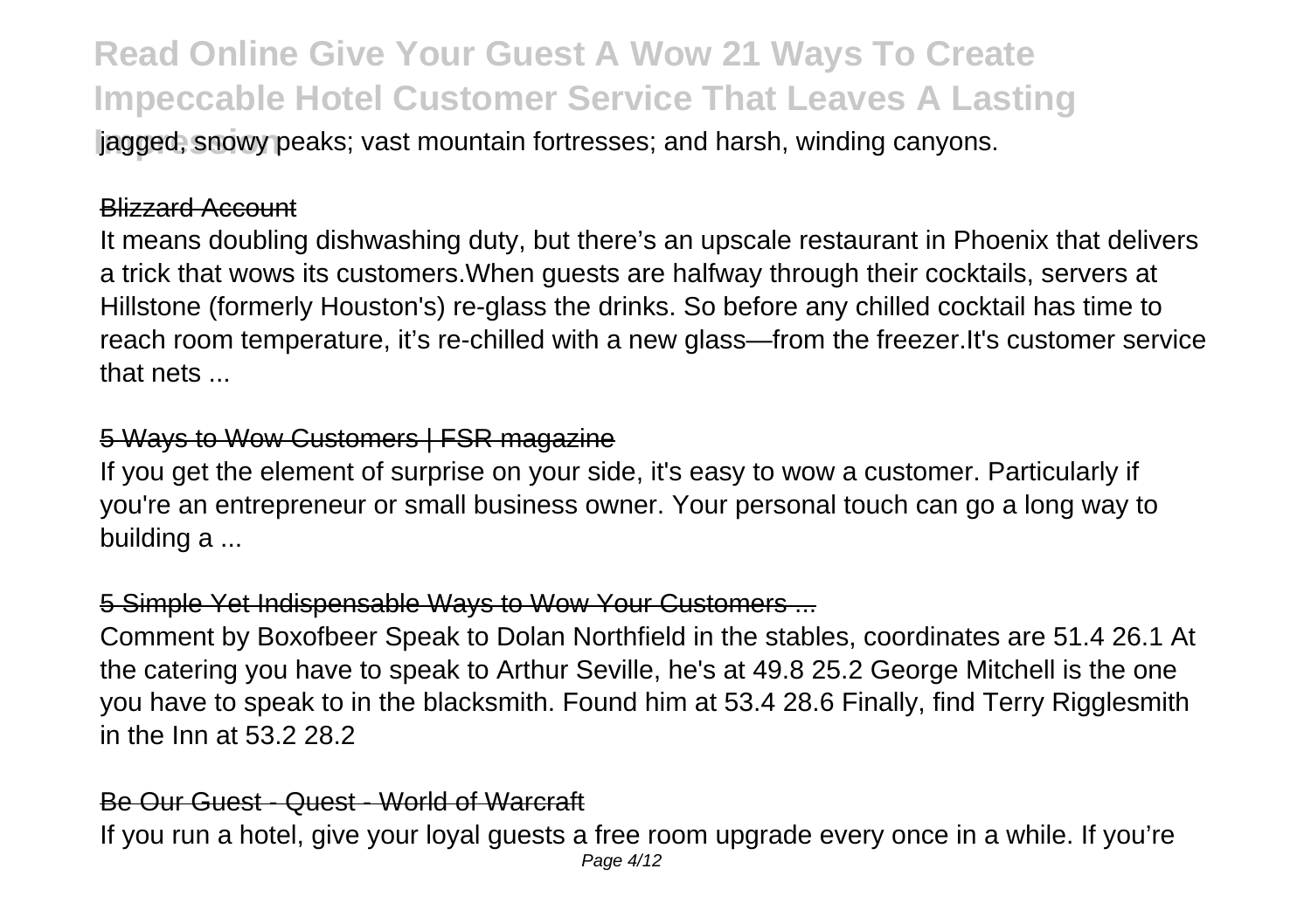jagged, snowy peaks; vast mountain fortresses; and harsh, winding canyons.

Blizzard Account

It means doubling dishwashing duty, but there's an upscale restaurant in Phoenix that delivers a trick that wows its customers.When guests are halfway through their cocktails, servers at Hillstone (formerly Houston's) re-glass the drinks. So before any chilled cocktail has time to reach room temperature, it's re-chilled with a new glass—from the freezer.It's customer service that nets ...

5 Ways to Wow Customers | FSR magazine

If you get the element of surprise on your side, it's easy to wow a customer. Particularly if you're an entrepreneur or small business owner. Your personal touch can go a long way to building a ...

5 Simple Yet Indispensable Ways to Wow Your Customers ...

Comment by Boxofbeer Speak to Dolan Northfield in the stables, coordinates are 51.4 26.1 At the catering you have to speak to Arthur Seville, he's at 49.8 25.2 George Mitchell is the one you have to speak to in the blacksmith. Found him at 53.4 28.6 Finally, find Terry Rigglesmith in the Inn at 53.2 28.2

Be Our Guest - Quest - World of Warcraft

If you run a hotel, give your loyal guests a free room upgrade every once in a while. If you're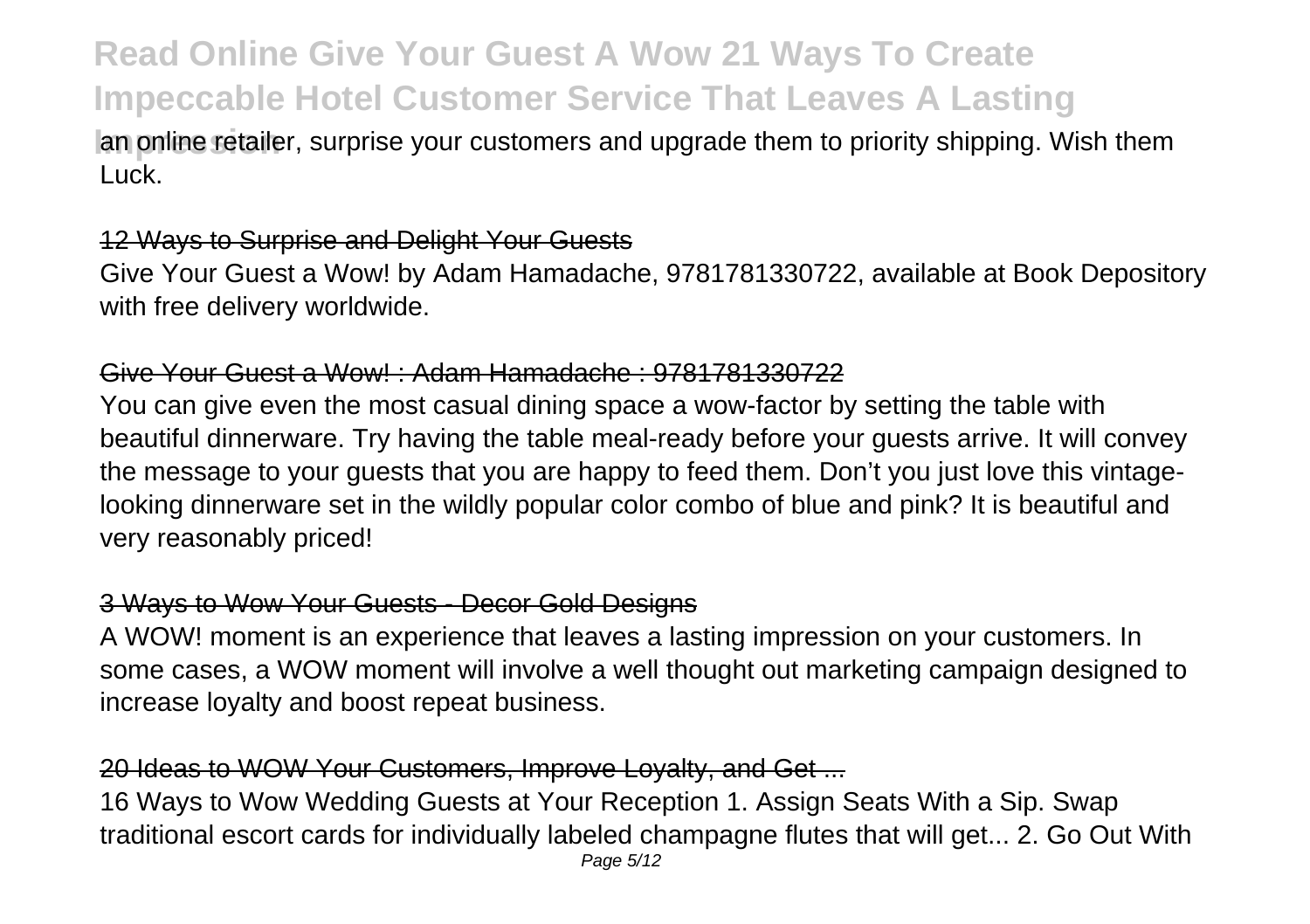an online retailer, surprise your customers and upgrade them to priority shipping. Wish them Luck.

12 Ways to Surprise and Delight Your Guests

Give Your Guest a Wow! by Adam Hamadache, 9781781330722, available at Book Depository with free delivery worldwide.

Give Your Guest a Wow! : Adam Hamadache : 9781781330722

You can give even the most casual dining space a wow-factor by setting the table with beautiful dinnerware. Try having the table meal-ready before your guests arrive. It will convey the message to your guests that you are happy to feed them. Don't you just love this vintage-looking dinnerware set in the wildly popular color combo of blue and pink? It is beautiful and very reasonably priced!

3 Ways to Wow Your Guests - Decor Gold Designs

A WOW! moment is an experience that leaves a lasting impression on your customers. In some cases, a WOW moment will involve a well thought out marketing campaign designed to increase loyalty and boost repeat business.

20 Ideas to WOW Your Customers, Improve Loyalty, and Get ...

16 Ways to Wow Wedding Guests at Your Reception 1. Assign Seats With a Sip. Swap traditional escort cards for individually labeled champagne flutes that will get... 2. Go Out With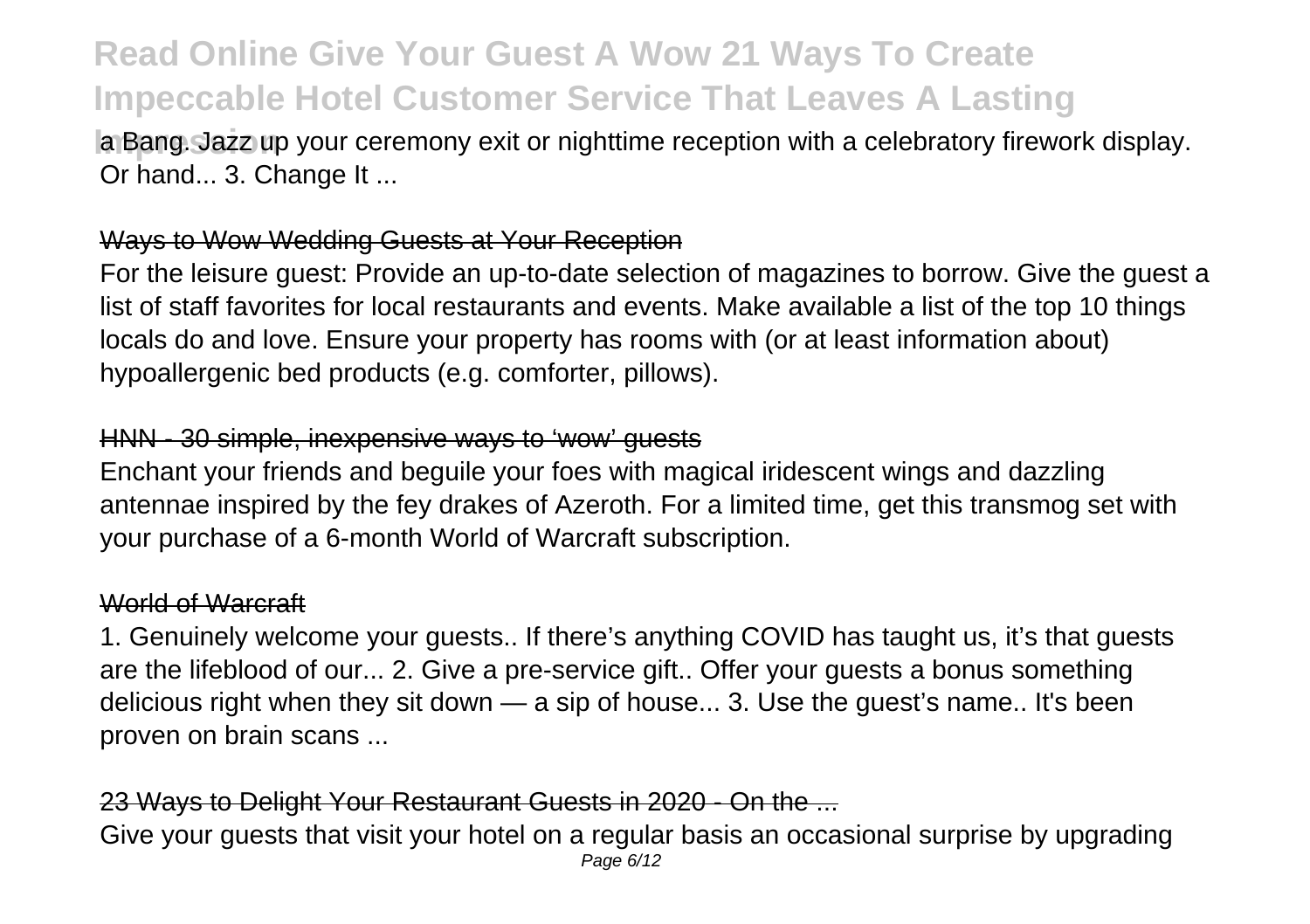a Bang. Jazz up your ceremony exit or nighttime reception with a celebratory firework display. Or hand... 3. Change It ...

## Ways to Wow Wedding Guests at Your Reception

For the leisure guest: Provide an up-to-date selection of magazines to borrow. Give the guest a list of staff favorites for local restaurants and events. Make available a list of the top 10 things locals do and love. Ensure your property has rooms with (or at least information about) hypoallergenic bed products (e.g. comforter, pillows).

## HNN - 30 simple, inexpensive ways to 'wow' guests

Enchant your friends and beguile your foes with magical iridescent wings and dazzling antennae inspired by the fey drakes of Azeroth. For a limited time, get this transmog set with your purchase of a 6-month World of Warcraft subscription.

## World of Warcraft

1. Genuinely welcome your guests.. If there's anything COVID has taught us, it's that guests are the lifeblood of our... 2. Give a pre-service gift.. Offer your guests a bonus something delicious right when they sit down — a sip of house... 3. Use the guest's name.. It's been proven on brain scans ...

## 23 Ways to Delight Your Restaurant Guests in 2020 - On the ...

Give your guests that visit your hotel on a regular basis an occasional surprise by upgrading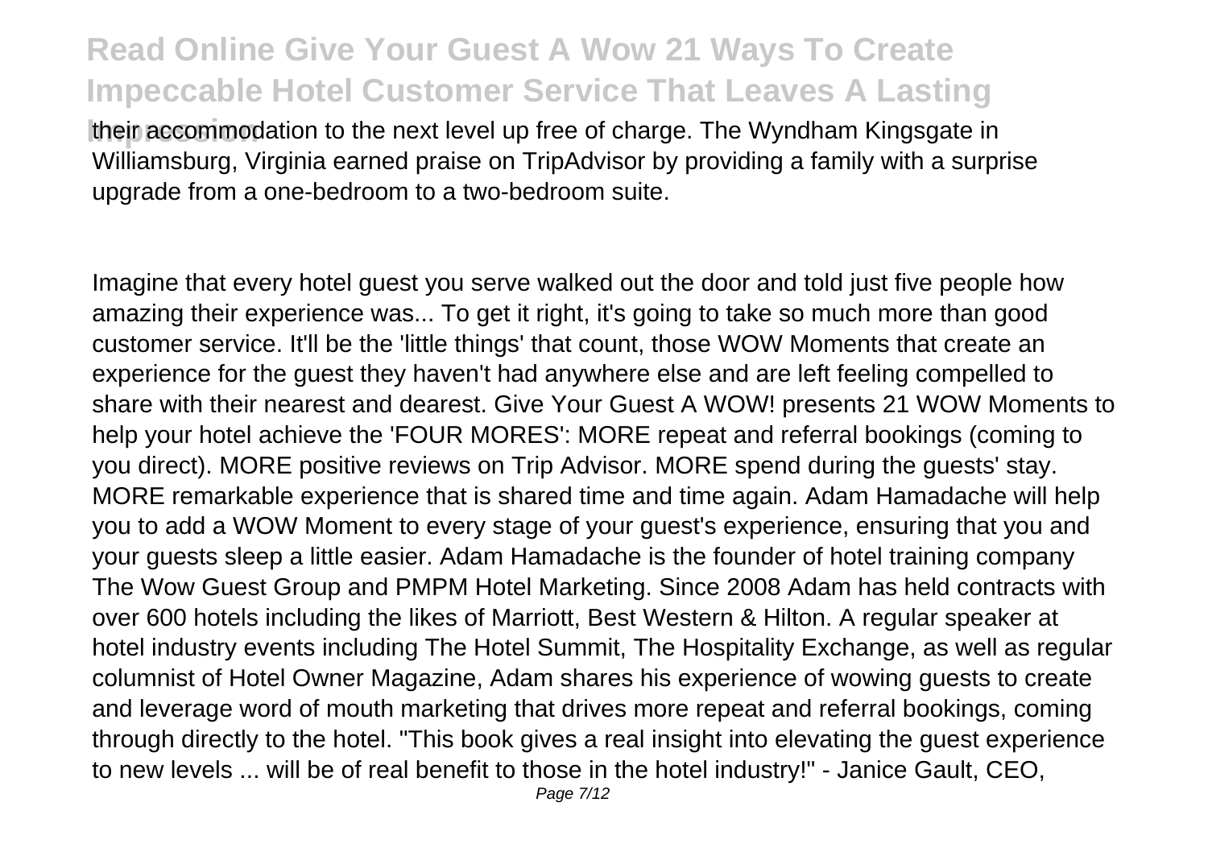their accommodation to the next level up free of charge. The Wyndham Kingsgate in Williamsburg, Virginia earned praise on TripAdvisor by providing a family with a surprise upgrade from a one-bedroom to a two-bedroom suite.

Imagine that every hotel guest you serve walked out the door and told just five people how amazing their experience was... To get it right, it's going to take so much more than good customer service. It'll be the 'little things' that count, those WOW Moments that create an experience for the guest they haven't had anywhere else and are left feeling compelled to share with their nearest and dearest. Give Your Guest A WOW! presents 21 WOW Moments to help your hotel achieve the 'FOUR MORES': MORE repeat and referral bookings (coming to you direct). MORE positive reviews on Trip Advisor. MORE spend during the guests' stay. MORE remarkable experience that is shared time and time again. Adam Hamadache will help you to add a WOW Moment to every stage of your guest's experience, ensuring that you and your guests sleep a little easier. Adam Hamadache is the founder of hotel training company The Wow Guest Group and PMPM Hotel Marketing. Since 2008 Adam has held contracts with over 600 hotels including the likes of Marriott, Best Western & Hilton. A regular speaker at hotel industry events including The Hotel Summit, The Hospitality Exchange, as well as regular columnist of Hotel Owner Magazine, Adam shares his experience of wowing guests to create and leverage word of mouth marketing that drives more repeat and referral bookings, coming through directly to the hotel. "This book gives a real insight into elevating the guest experience to new levels ... will be of real benefit to those in the hotel industry!" - Janice Gault, CEO,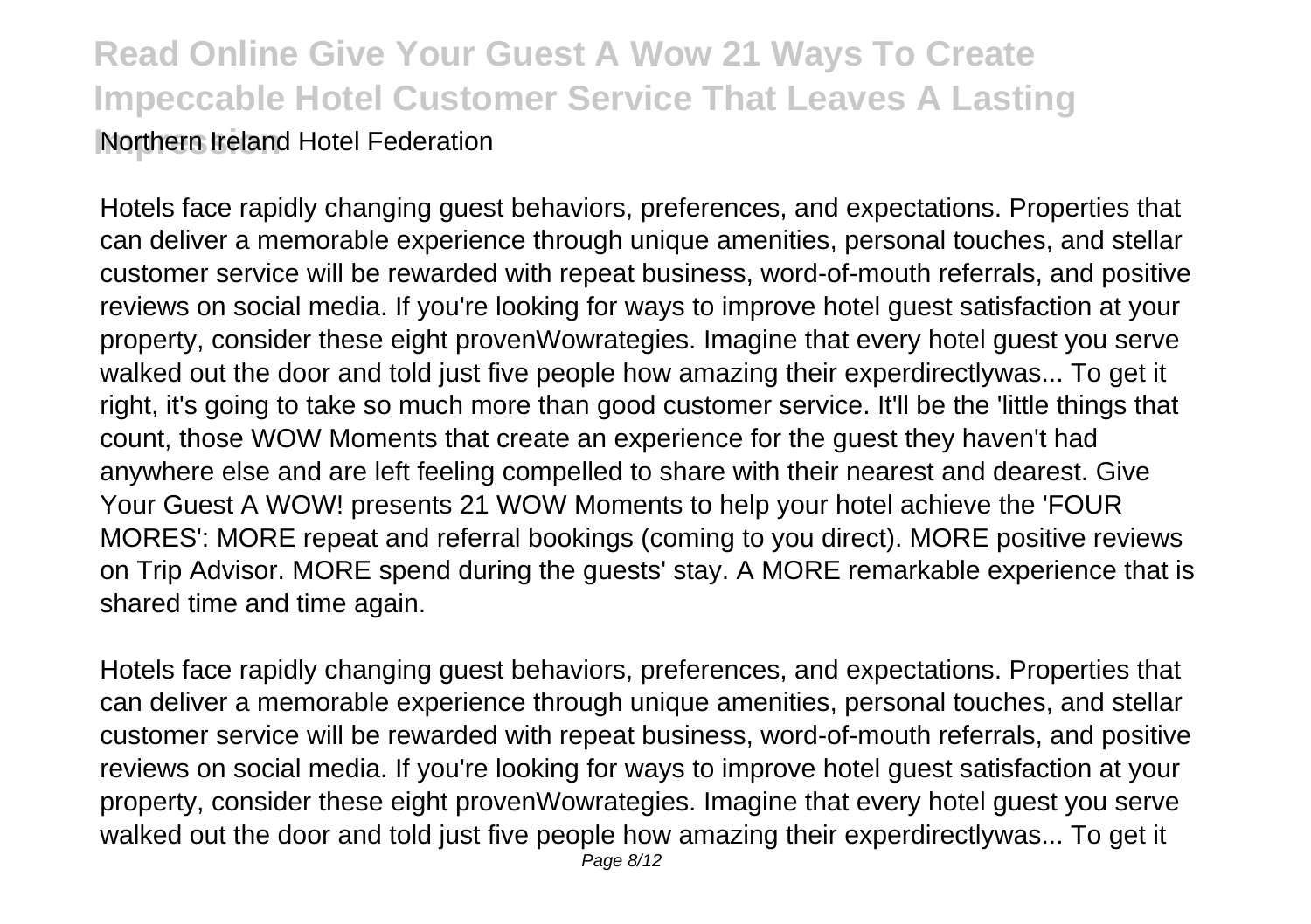Northern Ireland Hotel Federation

Hotels face rapidly changing guest behaviors, preferences, and expectations. Properties that can deliver a memorable experience through unique amenities, personal touches, and stellar customer service will be rewarded with repeat business, word-of-mouth referrals, and positive reviews on social media. If you're looking for ways to improve hotel guest satisfaction at your property, consider these eight provenWowrategies. Imagine that every hotel guest you serve walked out the door and told just five people how amazing their experdirectlywas... To get it right, it's going to take so much more than good customer service. It'll be the 'little things that count, those WOW Moments that create an experience for the guest they haven't had anywhere else and are left feeling compelled to share with their nearest and dearest. Give Your Guest A WOW! presents 21 WOW Moments to help your hotel achieve the 'FOUR MORES': MORE repeat and referral bookings (coming to you direct). MORE positive reviews on Trip Advisor. MORE spend during the guests' stay. A MORE remarkable experience that is shared time and time again.

Hotels face rapidly changing guest behaviors, preferences, and expectations. Properties that can deliver a memorable experience through unique amenities, personal touches, and stellar customer service will be rewarded with repeat business, word-of-mouth referrals, and positive reviews on social media. If you're looking for ways to improve hotel guest satisfaction at your property, consider these eight provenWowrategies. Imagine that every hotel guest you serve walked out the door and told just five people how amazing their experdirectlywas... To get it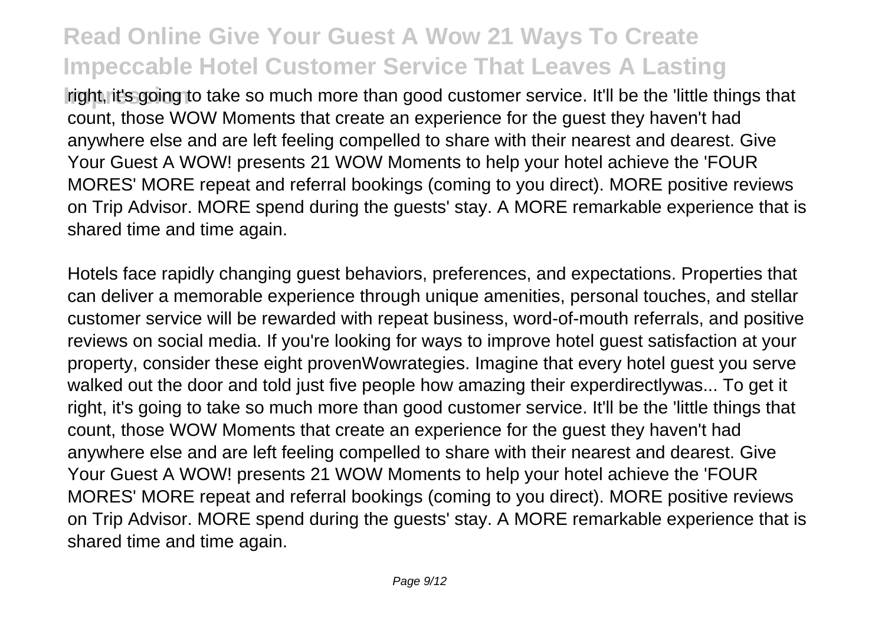right, it's going to take so much more than good customer service. It'll be the 'little things that count, those WOW Moments that create an experience for the guest they haven't had anywhere else and are left feeling compelled to share with their nearest and dearest. Give Your Guest A WOW! presents 21 WOW Moments to help your hotel achieve the 'FOUR MORES' MORE repeat and referral bookings (coming to you direct). MORE positive reviews on Trip Advisor. MORE spend during the guests' stay. A MORE remarkable experience that is shared time and time again.

Hotels face rapidly changing guest behaviors, preferences, and expectations. Properties that can deliver a memorable experience through unique amenities, personal touches, and stellar customer service will be rewarded with repeat business, word-of-mouth referrals, and positive reviews on social media. If you're looking for ways to improve hotel guest satisfaction at your property, consider these eight provenWowrategies. Imagine that every hotel guest you serve walked out the door and told just five people how amazing their experdirectlywas... To get it right, it's going to take so much more than good customer service. It'll be the 'little things that count, those WOW Moments that create an experience for the guest they haven't had anywhere else and are left feeling compelled to share with their nearest and dearest. Give Your Guest A WOW! presents 21 WOW Moments to help your hotel achieve the 'FOUR MORES' MORE repeat and referral bookings (coming to you direct). MORE positive reviews on Trip Advisor. MORE spend during the guests' stay. A MORE remarkable experience that is shared time and time again.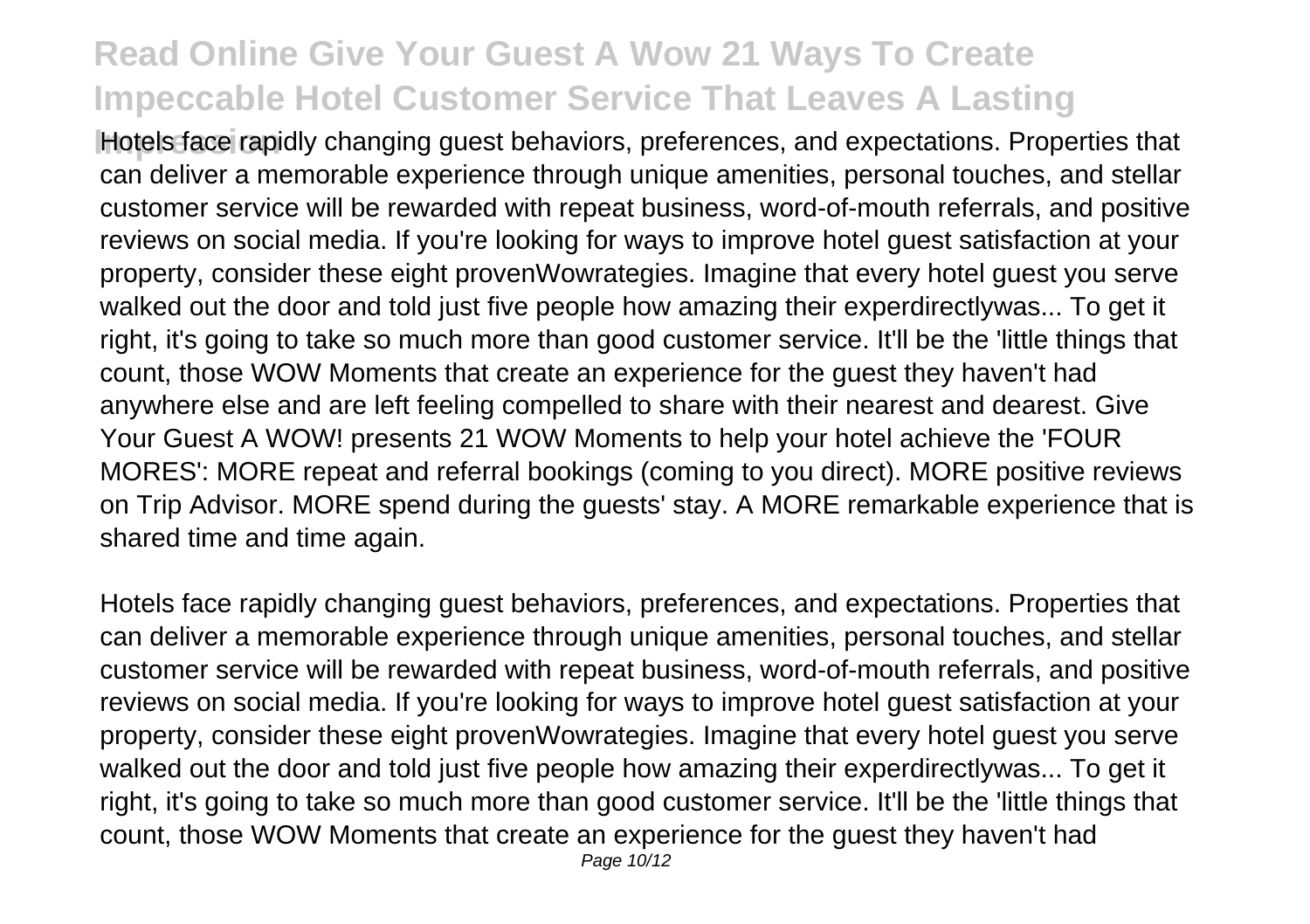Hotels face rapidly changing guest behaviors, preferences, and expectations. Properties that can deliver a memorable experience through unique amenities, personal touches, and stellar customer service will be rewarded with repeat business, word-of-mouth referrals, and positive reviews on social media. If you're looking for ways to improve hotel guest satisfaction at your property, consider these eight provenWowrategies. Imagine that every hotel guest you serve walked out the door and told just five people how amazing their experdirectlywas... To get it right, it's going to take so much more than good customer service. It'll be the 'little things that count, those WOW Moments that create an experience for the guest they haven't had anywhere else and are left feeling compelled to share with their nearest and dearest. Give Your Guest A WOW! presents 21 WOW Moments to help your hotel achieve the 'FOUR MORES': MORE repeat and referral bookings (coming to you direct). MORE positive reviews on Trip Advisor. MORE spend during the guests' stay. A MORE remarkable experience that is shared time and time again.

Hotels face rapidly changing guest behaviors, preferences, and expectations. Properties that can deliver a memorable experience through unique amenities, personal touches, and stellar customer service will be rewarded with repeat business, word-of-mouth referrals, and positive reviews on social media. If you're looking for ways to improve hotel guest satisfaction at your property, consider these eight provenWowrategies. Imagine that every hotel guest you serve walked out the door and told just five people how amazing their experdirectlywas... To get it right, it's going to take so much more than good customer service. It'll be the 'little things that count, those WOW Moments that create an experience for the guest they haven't had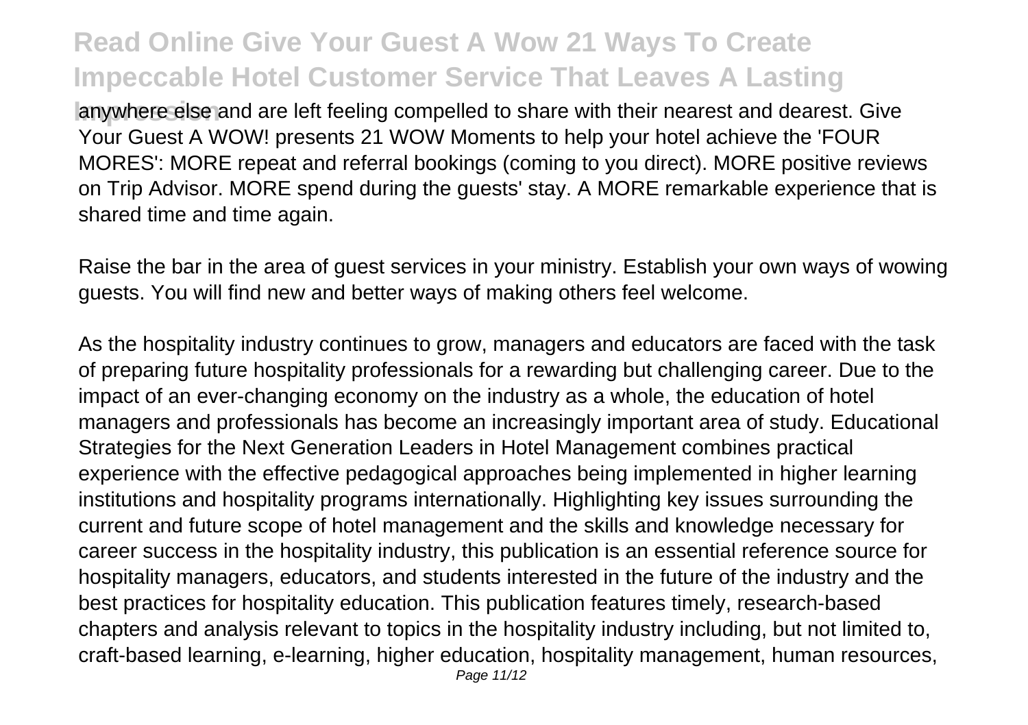anywhere else and are left feeling compelled to share with their nearest and dearest. Give Your Guest A WOW! presents 21 WOW Moments to help your hotel achieve the 'FOUR MORES': MORE repeat and referral bookings (coming to you direct). MORE positive reviews on Trip Advisor. MORE spend during the guests' stay. A MORE remarkable experience that is shared time and time again.

Raise the bar in the area of guest services in your ministry. Establish your own ways of wowing guests. You will find new and better ways of making others feel welcome.

As the hospitality industry continues to grow, managers and educators are faced with the task of preparing future hospitality professionals for a rewarding but challenging career. Due to the impact of an ever-changing economy on the industry as a whole, the education of hotel managers and professionals has become an increasingly important area of study. Educational Strategies for the Next Generation Leaders in Hotel Management combines practical experience with the effective pedagogical approaches being implemented in higher learning institutions and hospitality programs internationally. Highlighting key issues surrounding the current and future scope of hotel management and the skills and knowledge necessary for career success in the hospitality industry, this publication is an essential reference source for hospitality managers, educators, and students interested in the future of the industry and the best practices for hospitality education. This publication features timely, research-based chapters and analysis relevant to topics in the hospitality industry including, but not limited to, craft-based learning, e-learning, higher education, hospitality management, human resources,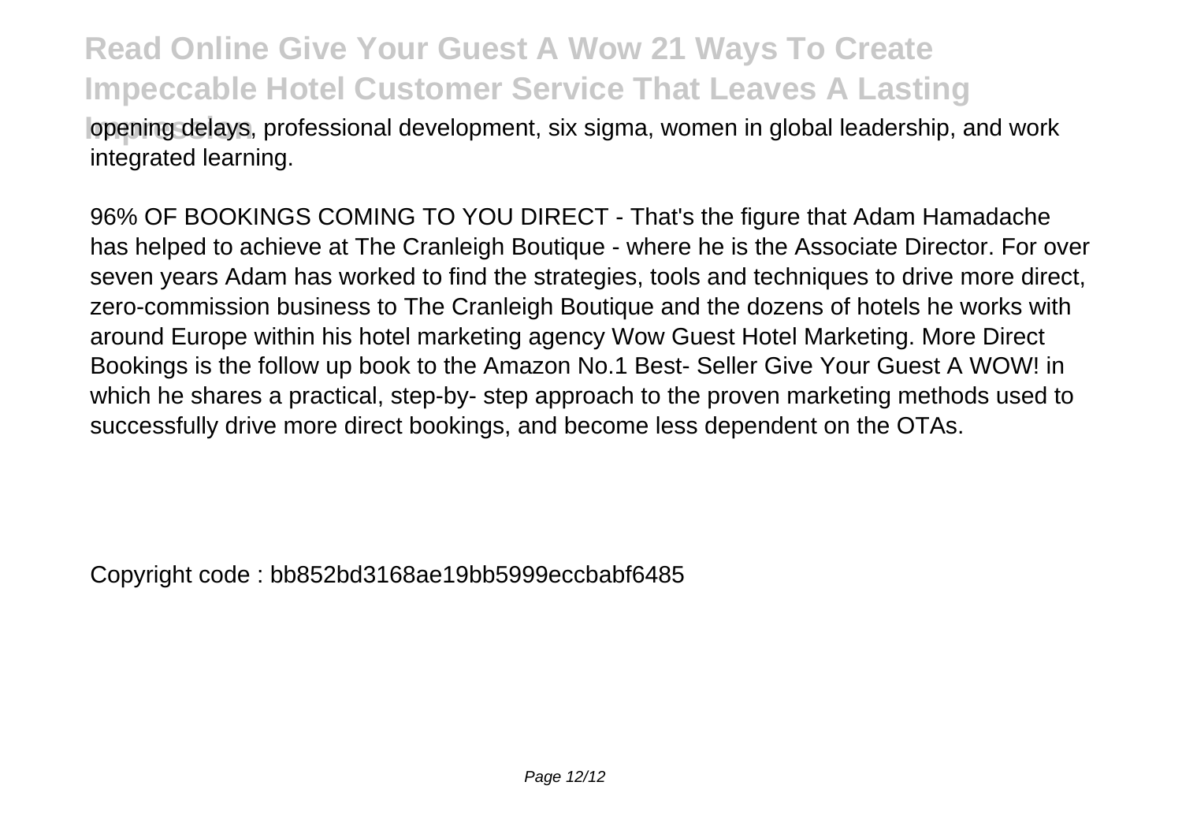opening delays, professional development, six sigma, women in global leadership, and work integrated learning.

96% OF BOOKINGS COMING TO YOU DIRECT - That's the figure that Adam Hamadache has helped to achieve at The Cranleigh Boutique - where he is the Associate Director. For over seven years Adam has worked to find the strategies, tools and techniques to drive more direct, zero-commission business to The Cranleigh Boutique and the dozens of hotels he works with around Europe within his hotel marketing agency Wow Guest Hotel Marketing. More Direct Bookings is the follow up book to the Amazon No.1 Best- Seller Give Your Guest A WOW! in which he shares a practical, step-by- step approach to the proven marketing methods used to successfully drive more direct bookings, and become less dependent on the OTAs.

Copyright code : bb852bd3168ae19bb5999eccbabf6485